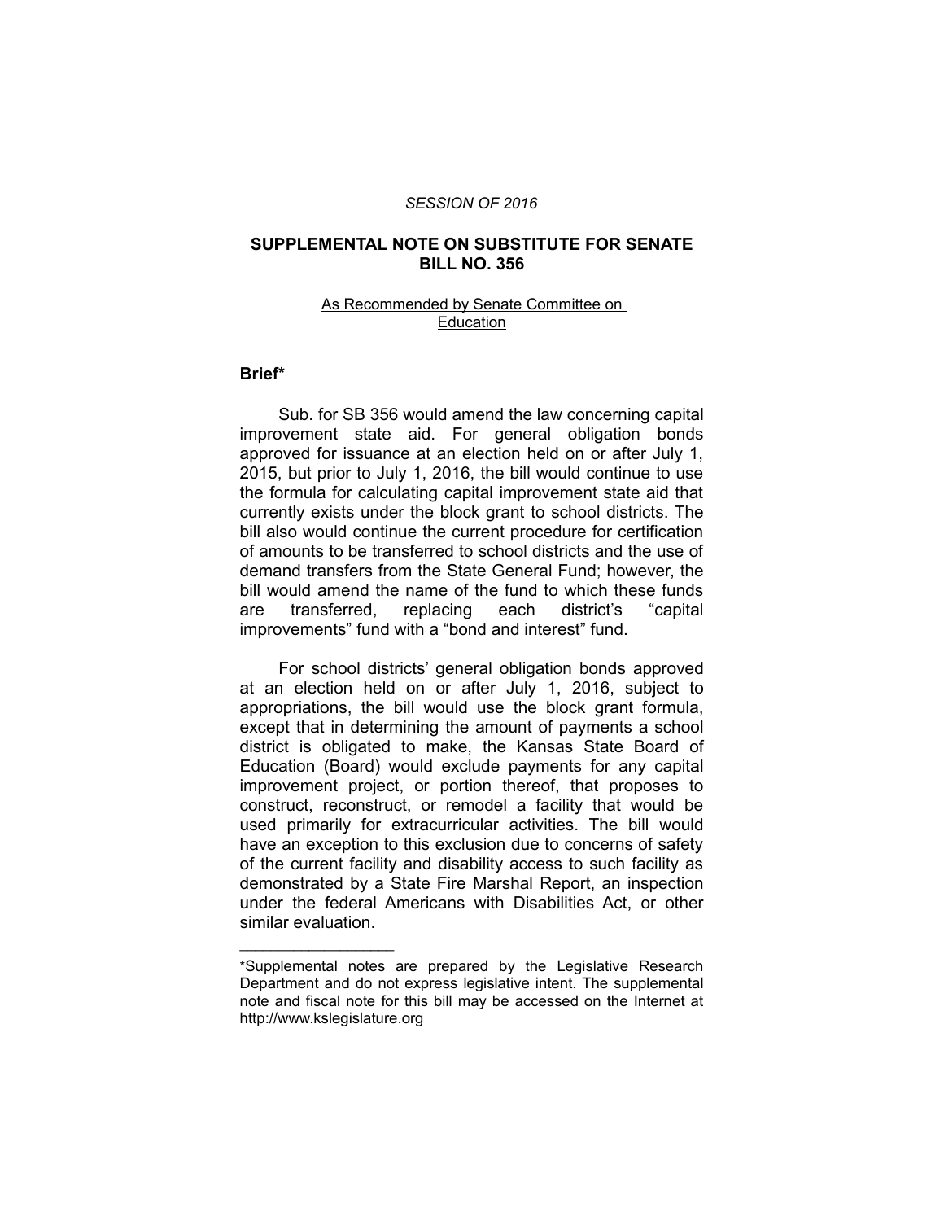*SESSION OF 2016*

## SUPPLEMENTAL NOTE ON SUBSTITUTE FOR SENATE BILL NO. 356

As Recommended by Senate Committee on Education

### Brief*

Sub. for SB 356 would amend the law concerning capital improvement state aid. For general obligation bonds approved for issuance at an election held on or after July 1, 2015, but prior to July 1, 2016, the bill would continue to use the formula for calculating capital improvement state aid that currently exists under the block grant to school districts. The bill also would continue the current procedure for certification of amounts to be transferred to school districts and the use of demand transfers from the State General Fund; however, the bill would amend the name of the fund to which these funds are transferred, replacing each district's "capital improvements" fund with a "bond and interest" fund.

For school districts' general obligation bonds approved at an election held on or after July 1, 2016, subject to appropriations, the bill would use the block grant formula, except that in determining the amount of payments a school district is obligated to make, the Kansas State Board of Education (Board) would exclude payments for any capital improvement project, or portion thereof, that proposes to construct, reconstruct, or remodel a facility that would be used primarily for extracurricular activities. The bill would have an exception to this exclusion due to concerns of safety of the current facility and disability access to such facility as demonstrated by a State Fire Marshal Report, an inspection under the federal Americans with Disabilities Act, or other similar evaluation.

---

*Supplemental notes are prepared by the Legislative Research Department and do not express legislative intent. The supplemental note and fiscal note for this bill may be accessed on the Internet at http://www.kslegislature.org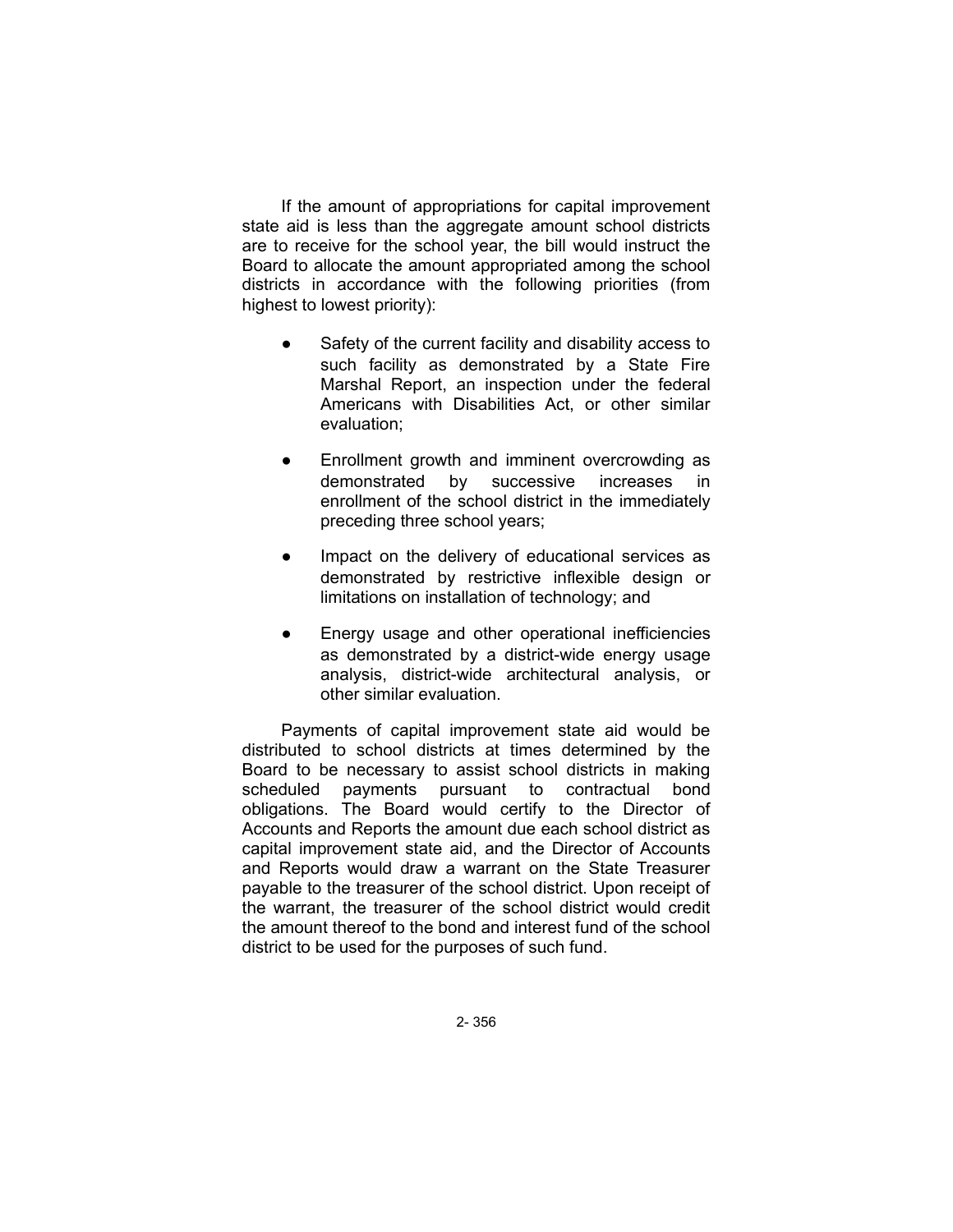If the amount of appropriations for capital improvement state aid is less than the aggregate amount school districts are to receive for the school year, the bill would instruct the Board to allocate the amount appropriated among the school districts in accordance with the following priorities (from highest to lowest priority):

- Safety of the current facility and disability access to such facility as demonstrated by a State Fire Marshal Report, an inspection under the federal Americans with Disabilities Act, or other similar evaluation;
- Enrollment growth and imminent overcrowding as demonstrated by successive increases in enrollment of the school district in the immediately preceding three school years;
- Impact on the delivery of educational services as demonstrated by restrictive inflexible design or limitations on installation of technology; and
- Energy usage and other operational inefficiencies as demonstrated by a district-wide energy usage analysis, district-wide architectural analysis, or other similar evaluation.

Payments of capital improvement state aid would be distributed to school districts at times determined by the Board to be necessary to assist school districts in making scheduled payments pursuant to contractual bond obligations. The Board would certify to the Director of Accounts and Reports the amount due each school district as capital improvement state aid, and the Director of Accounts and Reports would draw a warrant on the State Treasurer payable to the treasurer of the school district. Upon receipt of the warrant, the treasurer of the school district would credit the amount thereof to the bond and interest fund of the school district to be used for the purposes of such fund.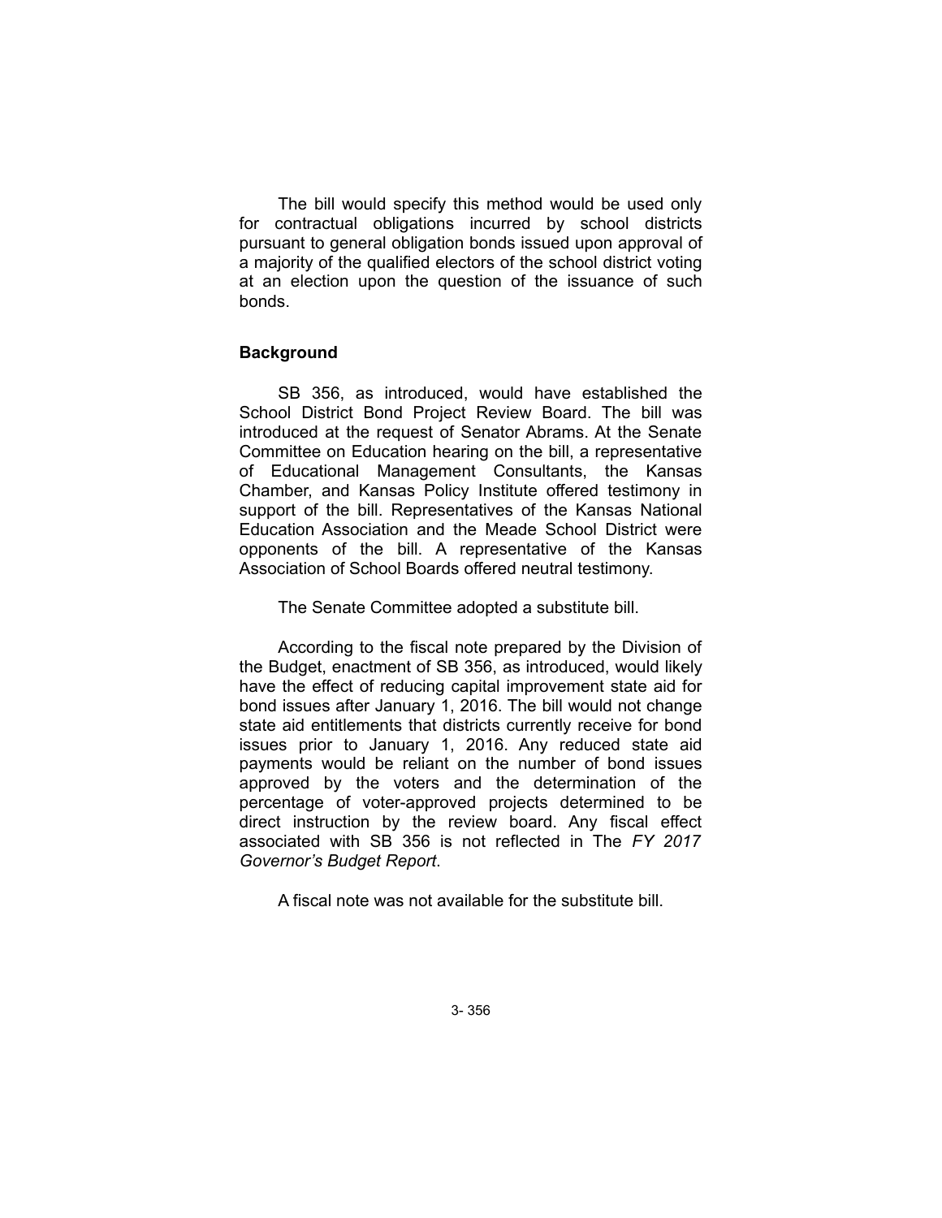The bill would specify this method would be used only for contractual obligations incurred by school districts pursuant to general obligation bonds issued upon approval of a majority of the qualified electors of the school district voting at an election upon the question of the issuance of such bonds.

## Background

SB 356, as introduced, would have established the School District Bond Project Review Board. The bill was introduced at the request of Senator Abrams. At the Senate Committee on Education hearing on the bill, a representative of Educational Management Consultants, the Kansas Chamber, and Kansas Policy Institute offered testimony in support of the bill. Representatives of the Kansas National Education Association and the Meade School District were opponents of the bill. A representative of the Kansas Association of School Boards offered neutral testimony.

The Senate Committee adopted a substitute bill.

According to the fiscal note prepared by the Division of the Budget, enactment of SB 356, as introduced, would likely have the effect of reducing capital improvement state aid for bond issues after January 1, 2016. The bill would not change state aid entitlements that districts currently receive for bond issues prior to January 1, 2016. Any reduced state aid payments would be reliant on the number of bond issues approved by the voters and the determination of the percentage of voter-approved projects determined to be direct instruction by the review board. Any fiscal effect associated with SB 356 is not reflected in The *FY 2017 Governor's Budget Report*.

A fiscal note was not available for the substitute bill.